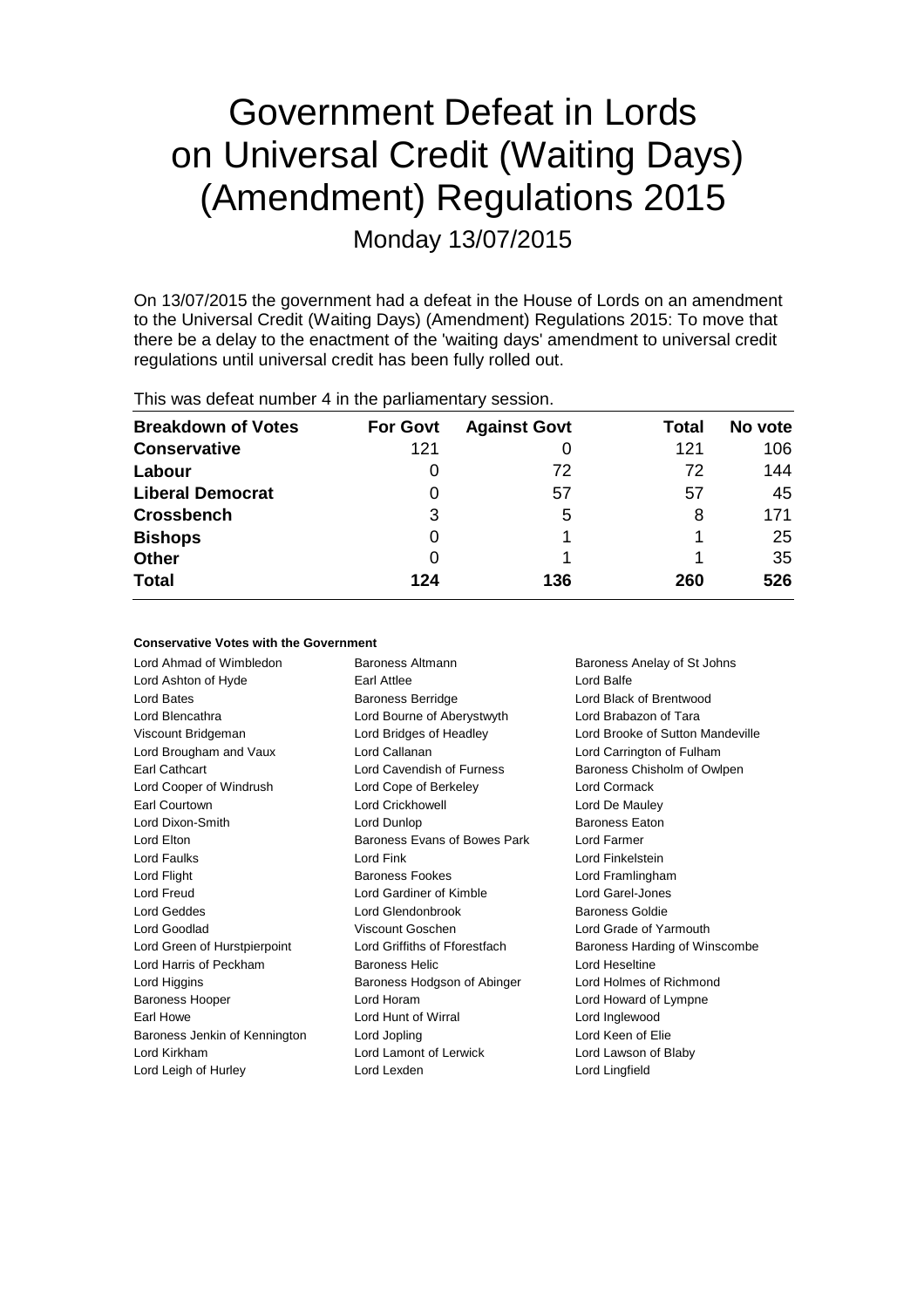# Government Defeat in Lords on Universal Credit (Waiting Days) (Amendment) Regulations 2015

Monday 13/07/2015

On 13/07/2015 the government had a defeat in the House of Lords on an amendment to the Universal Credit (Waiting Days) (Amendment) Regulations 2015: To move that there be a delay to the enactment of the 'waiting days' amendment to universal credit regulations until universal credit has been fully rolled out.

This was defeat number 4 in the parliamentary session.

| Breakdown of Votes | For Govt | Against Govt | Total | No vote |
|---|---|---|---|---|
| **Conservative** | 121 | 0 | 121 | 106 |
| **Labour** | 0 | 72 | 72 | 144 |
| **Liberal Democrat** | 0 | 57 | 57 | 45 |
| **Crossbench** | 3 | 5 | 8 | 171 |
| **Bishops** | 0 | 1 | 1 | 25 |
| **Other** | 0 | 1 | 1 | 35 |
| **Total** | **124** | **136** | **260** | **526** |

**Conservative Votes with the Government**

| | | |
|---|---|---|
| Lord Ahmad of Wimbledon | Baroness Altmann | Baroness Anelay of St Johns |
| Lord Ashton of Hyde | Earl Attlee | Lord Balfe |
| Lord Bates | Baroness Berridge | Lord Black of Brentwood |
| Lord Blencathra | Lord Bourne of Aberystwyth | Lord Brabazon of Tara |
| Viscount Bridgeman | Lord Bridges of Headley | Lord Brooke of Sutton Mandeville |
| Lord Brougham and Vaux | Lord Callanan | Lord Carrington of Fulham |
| Earl Cathcart | Lord Cavendish of Furness | Baroness Chisholm of Owlpen |
| Lord Cooper of Windrush | Lord Cope of Berkeley | Lord Cormack |
| Earl Courtown | Lord Crickhowell | Lord De Mauley |
| Lord Dixon-Smith | Lord Dunlop | Baroness Eaton |
| Lord Elton | Baroness Evans of Bowes Park | Lord Farmer |
| Lord Faulks | Lord Fink | Lord Finkelstein |
| Lord Flight | Baroness Fookes | Lord Framlingham |
| Lord Freud | Lord Gardiner of Kimble | Lord Garel-Jones |
| Lord Geddes | Lord Glendonbrook | Baroness Goldie |
| Lord Goodlad | Viscount Goschen | Lord Grade of Yarmouth |
| Lord Green of Hurstpierpoint | Lord Griffiths of Fforestfach | Baroness Harding of Winscombe |
| Lord Harris of Peckham | Baroness Helic | Lord Heseltine |
| Lord Higgins | Baroness Hodgson of Abinger | Lord Holmes of Richmond |
| Baroness Hooper | Lord Horam | Lord Howard of Lympne |
| Earl Howe | Lord Hunt of Wirral | Lord Inglewood |
| Baroness Jenkin of Kennington | Lord Jopling | Lord Keen of Elie |
| Lord Kirkham | Lord Lamont of Lerwick | Lord Lawson of Blaby |
| Lord Leigh of Hurley | Lord Lexden | Lord Lingfield |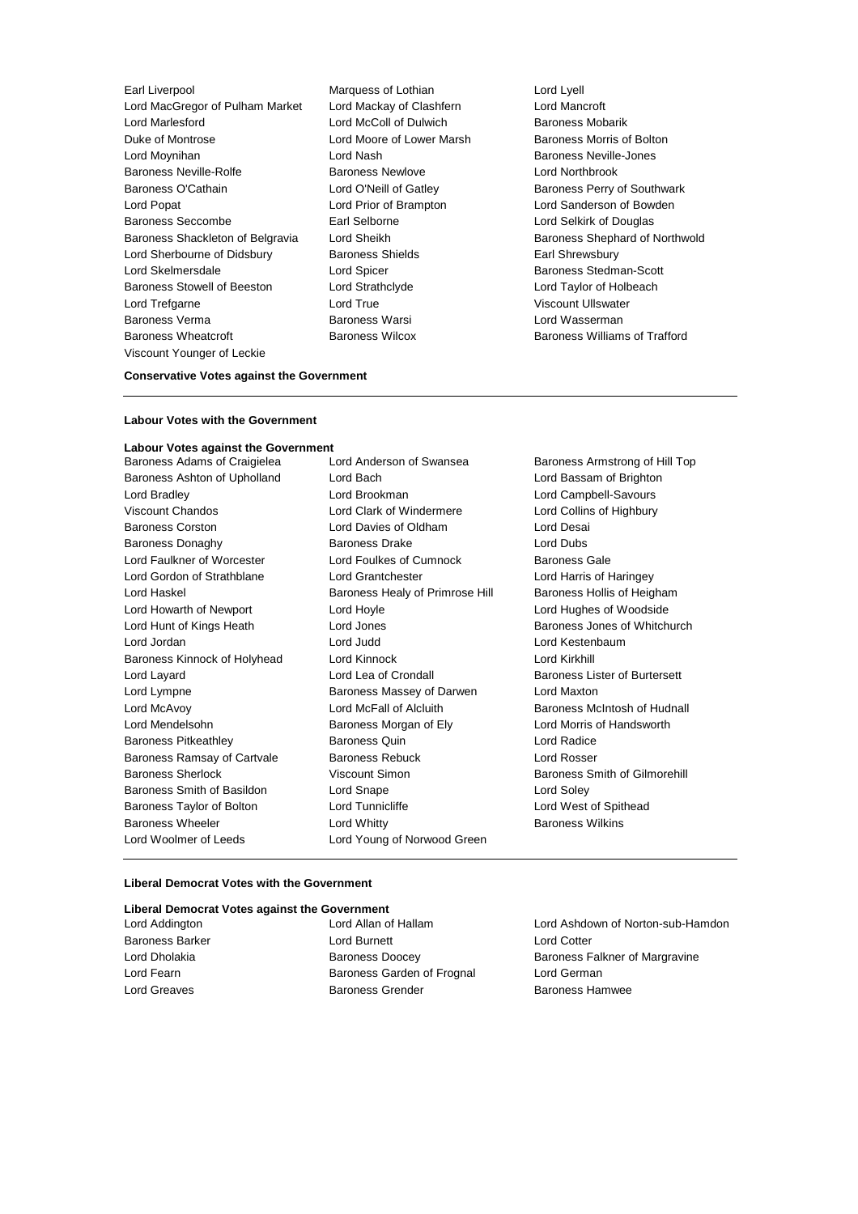Earl Liverpool
Marquess of Lothian
Lord Lyell
Lord MacGregor of Pulham Market
Lord Mackay of Clashfern
Lord Mancroft
Lord Marlesford
Lord McColl of Dulwich
Baroness Mobarik
Duke of Montrose
Lord Moore of Lower Marsh
Baroness Morris of Bolton
Lord Moynihan
Lord Nash
Baroness Neville-Jones
Baroness Neville-Rolfe
Baroness Newlove
Lord Northbrook
Baroness O'Cathain
Lord O'Neill of Gatley
Baroness Perry of Southwark
Lord Popat
Lord Prior of Brampton
Lord Sanderson of Bowden
Baroness Seccombe
Earl Selborne
Lord Selkirk of Douglas
Baroness Shackleton of Belgravia
Lord Sheikh
Baroness Shephard of Northwold
Lord Sherbourne of Didsbury
Baroness Shields
Earl Shrewsbury
Lord Skelmersdale
Lord Spicer
Baroness Stedman-Scott
Baroness Stowell of Beeston
Lord Strathclyde
Lord Taylor of Holbeach
Lord Trefgarne
Lord True
Viscount Ullswater
Baroness Verma
Baroness Warsi
Lord Wasserman
Baroness Wheatcroft
Baroness Wilcox
Baroness Williams of Trafford
Viscount Younger of Leckie

**Conservative Votes against the Government**

---

**Labour Votes with the Government**

**Labour Votes against the Government**

Baroness Adams of Craigielea
Lord Anderson of Swansea
Baroness Armstrong of Hill Top
Baroness Ashton of Upholland
Lord Bach
Lord Bassam of Brighton
Lord Bradley
Lord Brookman
Lord Campbell-Savours
Viscount Chandos
Lord Clark of Windermere
Lord Collins of Highbury
Baroness Corston
Lord Davies of Oldham
Lord Desai
Baroness Donaghy
Baroness Drake
Lord Dubs
Lord Faulkner of Worcester
Lord Foulkes of Cumnock
Baroness Gale
Lord Gordon of Strathblane
Lord Grantchester
Lord Harris of Haringey
Lord Haskel
Baroness Healy of Primrose Hill
Baroness Hollis of Heigham
Lord Howarth of Newport
Lord Hoyle
Lord Hughes of Woodside
Lord Hunt of Kings Heath
Lord Jones
Baroness Jones of Whitchurch
Lord Jordan
Lord Judd
Lord Kestenbaum
Baroness Kinnock of Holyhead
Lord Kinnock
Lord Kirkhill
Lord Layard
Lord Lea of Crondall
Baroness Lister of Burtersett
Lord Lympne
Baroness Massey of Darwen
Lord Maxton
Lord McAvoy
Lord McFall of Alcluith
Baroness McIntosh of Hudnall
Lord Mendelsohn
Baroness Morgan of Ely
Lord Morris of Handsworth
Baroness Pitkeathley
Baroness Quin
Lord Radice
Baroness Ramsay of Cartvale
Baroness Rebuck
Lord Rosser
Baroness Sherlock
Viscount Simon
Baroness Smith of Gilmorehill
Baroness Smith of Basildon
Lord Snape
Lord Soley
Baroness Taylor of Bolton
Lord Tunnicliffe
Lord West of Spithead
Baroness Wheeler
Lord Whitty
Baroness Wilkins
Lord Woolmer of Leeds
Lord Young of Norwood Green

---

**Liberal Democrat Votes with the Government**

**Liberal Democrat Votes against the Government**

Lord Addington
Lord Allan of Hallam
Lord Ashdown of Norton-sub-Hamdon
Baroness Barker
Lord Burnett
Lord Cotter
Lord Dholakia
Baroness Doocey
Baroness Falkner of Margravine
Lord Fearn
Baroness Garden of Frognal
Lord German
Lord Greaves
Baroness Grender
Baroness Hamwee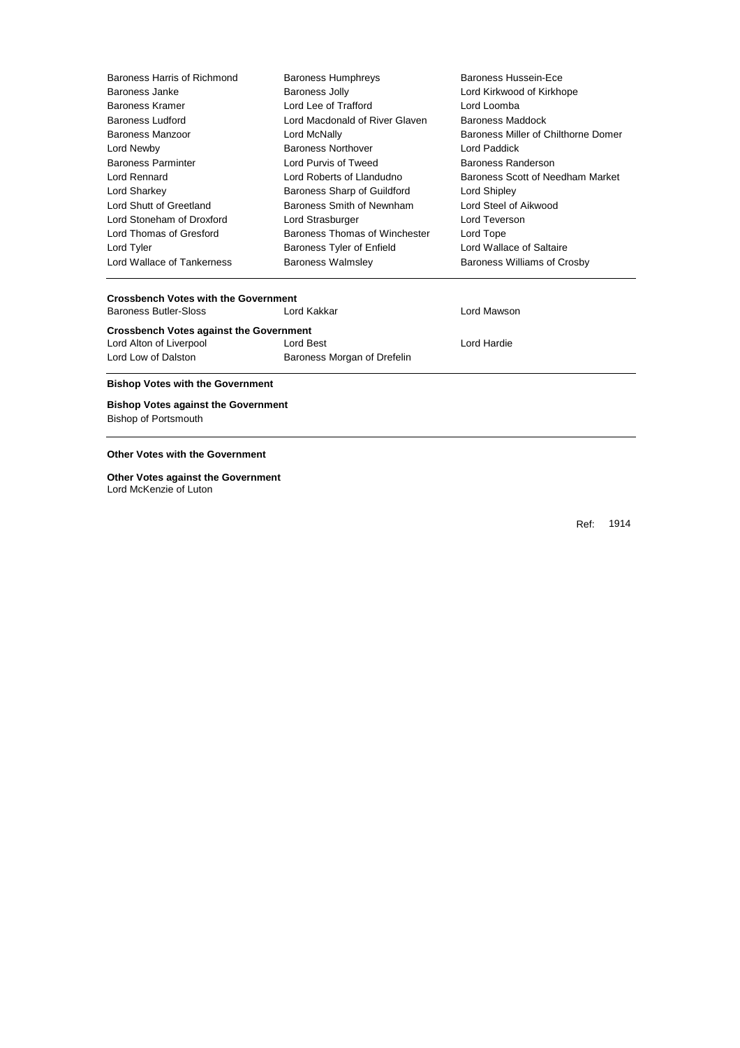| | | |
|---|---|---|
| Baroness Harris of Richmond | Baroness Humphreys | Baroness Hussein-Ece |
| Baroness Janke | Baroness Jolly | Lord Kirkwood of Kirkhope |
| Baroness Kramer | Lord Lee of Trafford | Lord Loomba |
| Baroness Ludford | Lord Macdonald of River Glaven | Baroness Maddock |
| Baroness Manzoor | Lord McNally | Baroness Miller of Chilthorne Domer |
| Lord Newby | Baroness Northover | Lord Paddick |
| Baroness Parminter | Lord Purvis of Tweed | Baroness Randerson |
| Lord Rennard | Lord Roberts of Llandudno | Baroness Scott of Needham Market |
| Lord Sharkey | Baroness Sharp of Guildford | Lord Shipley |
| Lord Shutt of Greetland | Baroness Smith of Newnham | Lord Steel of Aikwood |
| Lord Stoneham of Droxford | Lord Strasburger | Lord Teverson |
| Lord Thomas of Gresford | Baroness Thomas of Winchester | Lord Tope |
| Lord Tyler | Baroness Tyler of Enfield | Lord Wallace of Saltaire |
| Lord Wallace of Tankerness | Baroness Walmsley | Baroness Williams of Crosby |

**Crossbench Votes with the Government**

| | | |
|---|---|---|
| Baroness Butler-Sloss | Lord Kakkar | Lord Mawson |

**Crossbench Votes against the Government**

| | | |
|---|---|---|
| Lord Alton of Liverpool | Lord Best | Lord Hardie |
| Lord Low of Dalston | Baroness Morgan of Drefelin | |

**Bishop Votes with the Government**

**Bishop Votes against the Government**

Bishop of Portsmouth

**Other Votes with the Government**

**Other Votes against the Government**

Lord McKenzie of Luton

Ref: 1914